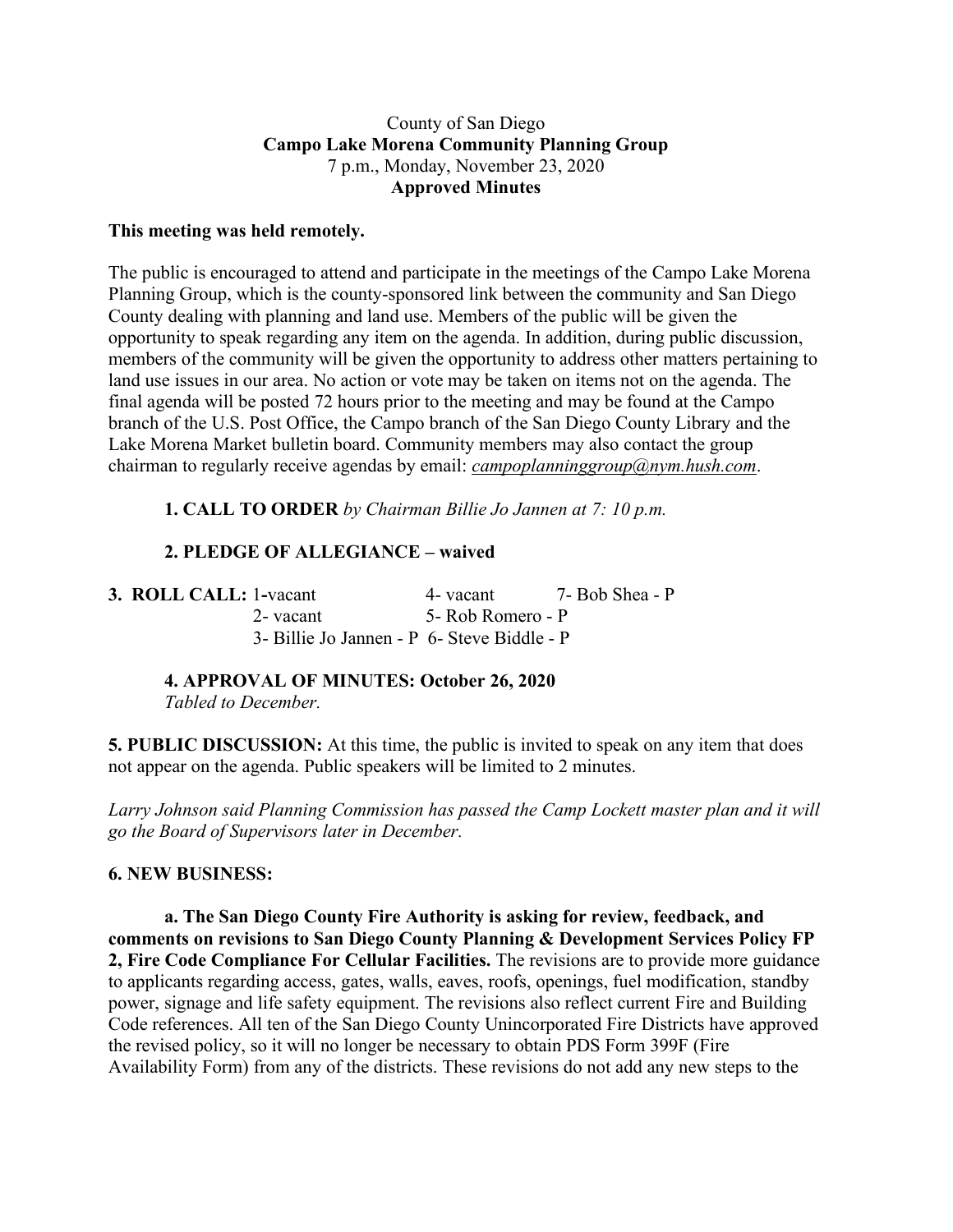County of San Diego

**Campo Lake Morena Community Planning Group**

7 p.m., Monday, November 23, 2020

**Approved Minutes**

**This meeting was held remotely.**

The public is encouraged to attend and participate in the meetings of the Campo Lake Morena Planning Group, which is the county-sponsored link between the community and San Diego County dealing with planning and land use. Members of the public will be given the opportunity to speak regarding any item on the agenda. In addition, during public discussion, members of the community will be given the opportunity to address other matters pertaining to land use issues in our area. No action or vote may be taken on items not on the agenda. The final agenda will be posted 72 hours prior to the meeting and may be found at the Campo branch of the U.S. Post Office, the Campo branch of the San Diego County Library and the Lake Morena Market bulletin board. Community members may also contact the group chairman to regularly receive agendas by email: *campoplanninggroup@nym.hush.com*.

**1. CALL TO ORDER** *by Chairman Billie Jo Jannen at 7: 10 p.m.*

**2. PLEDGE OF ALLEGIANCE – waived**

**3. ROLL CALL:** 1-vacant, 2- vacant, 3- Billie Jo Jannen - P, 4- vacant, 5- Rob Romero - P, 6- Steve Biddle - P, 7- Bob Shea - P

**4. APPROVAL OF MINUTES: October 26, 2020**

*Tabled to December.*

**5. PUBLIC DISCUSSION:** At this time, the public is invited to speak on any item that does not appear on the agenda. Public speakers will be limited to 2 minutes.

*Larry Johnson said Planning Commission has passed the Camp Lockett master plan and it will go the Board of Supervisors later in December.*

**6. NEW BUSINESS:**

**a. The San Diego County Fire Authority is asking for review, feedback, and comments on revisions to San Diego County Planning & Development Services Policy FP 2, Fire Code Compliance For Cellular Facilities.** The revisions are to provide more guidance to applicants regarding access, gates, walls, eaves, roofs, openings, fuel modification, standby power, signage and life safety equipment. The revisions also reflect current Fire and Building Code references. All ten of the San Diego County Unincorporated Fire Districts have approved the revised policy, so it will no longer be necessary to obtain PDS Form 399F (Fire Availability Form) from any of the districts. These revisions do not add any new steps to the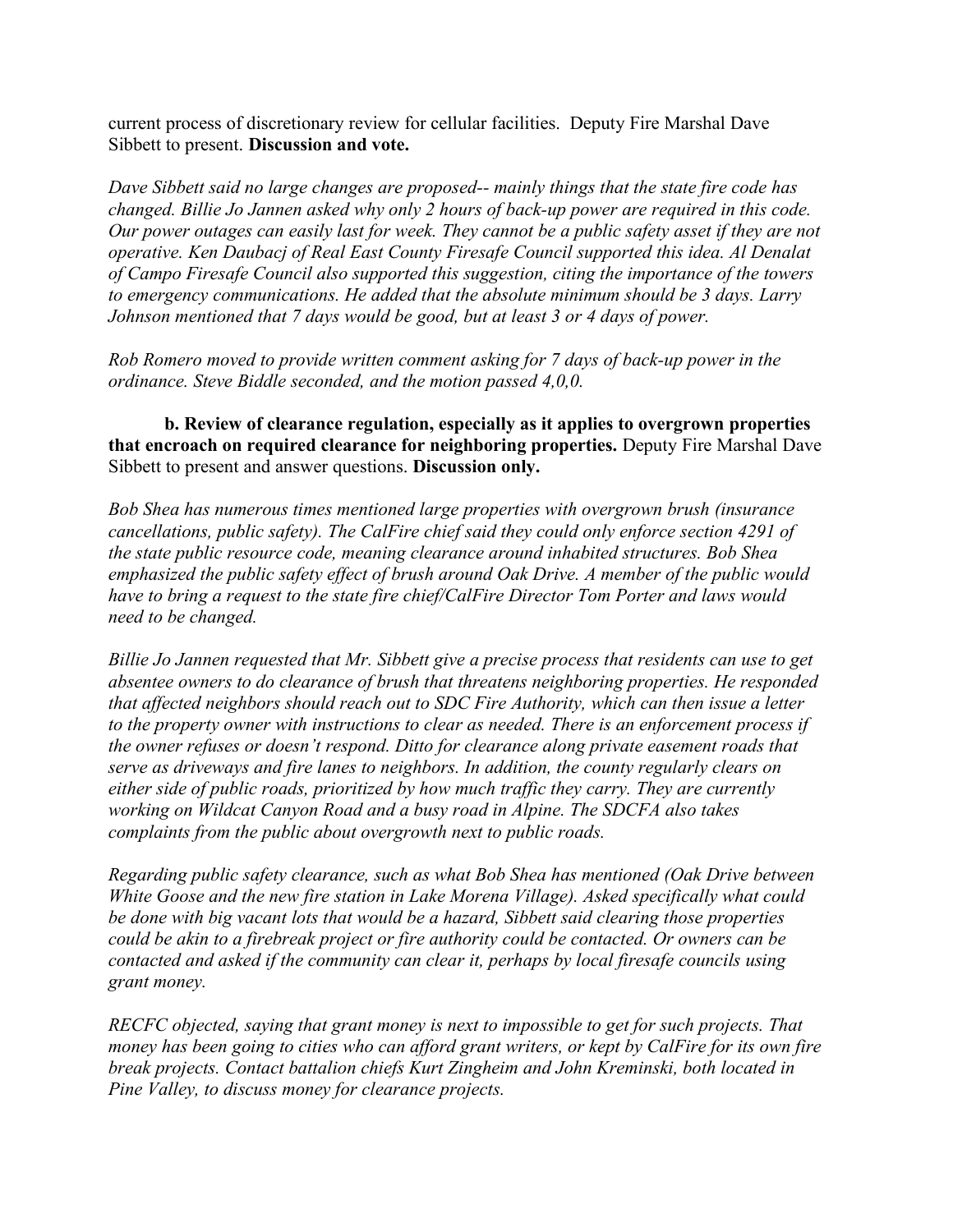current process of discretionary review for cellular facilities. Deputy Fire Marshal Dave Sibbett to present. **Discussion and vote.**

*Dave Sibbett said no large changes are proposed-- mainly things that the state fire code has changed. Billie Jo Jannen asked why only 2 hours of back-up power are required in this code. Our power outages can easily last for week. They cannot be a public safety asset if they are not operative. Ken Daubacj of Real East County Firesafe Council supported this idea. Al Denalat of Campo Firesafe Council also supported this suggestion, citing the importance of the towers to emergency communications. He added that the absolute minimum should be 3 days. Larry Johnson mentioned that 7 days would be good, but at least 3 or 4 days of power.*

*Rob Romero moved to provide written comment asking for 7 days of back-up power in the ordinance. Steve Biddle seconded, and the motion passed 4,0,0.*

**b. Review of clearance regulation, especially as it applies to overgrown properties that encroach on required clearance for neighboring properties.** Deputy Fire Marshal Dave Sibbett to present and answer questions. **Discussion only.**

*Bob Shea has numerous times mentioned large properties with overgrown brush (insurance cancellations, public safety). The CalFire chief said they could only enforce section 4291 of the state public resource code, meaning clearance around inhabited structures. Bob Shea emphasized the public safety effect of brush around Oak Drive. A member of the public would have to bring a request to the state fire chief/CalFire Director Tom Porter and laws would need to be changed.*

*Billie Jo Jannen requested that Mr. Sibbett give a precise process that residents can use to get absentee owners to do clearance of brush that threatens neighboring properties. He responded that affected neighbors should reach out to SDC Fire Authority, which can then issue a letter to the property owner with instructions to clear as needed. There is an enforcement process if the owner refuses or doesn't respond. Ditto for clearance along private easement roads that serve as driveways and fire lanes to neighbors. In addition, the county regularly clears on either side of public roads, prioritized by how much traffic they carry. They are currently working on Wildcat Canyon Road and a busy road in Alpine. The SDCFA also takes complaints from the public about overgrowth next to public roads.*

*Regarding public safety clearance, such as what Bob Shea has mentioned (Oak Drive between White Goose and the new fire station in Lake Morena Village). Asked specifically what could be done with big vacant lots that would be a hazard, Sibbett said clearing those properties could be akin to a firebreak project or fire authority could be contacted. Or owners can be contacted and asked if the community can clear it, perhaps by local firesafe councils using grant money.*

*RECFC objected, saying that grant money is next to impossible to get for such projects. That money has been going to cities who can afford grant writers, or kept by CalFire for its own fire break projects. Contact battalion chiefs Kurt Zingheim and John Kreminski, both located in Pine Valley, to discuss money for clearance projects.*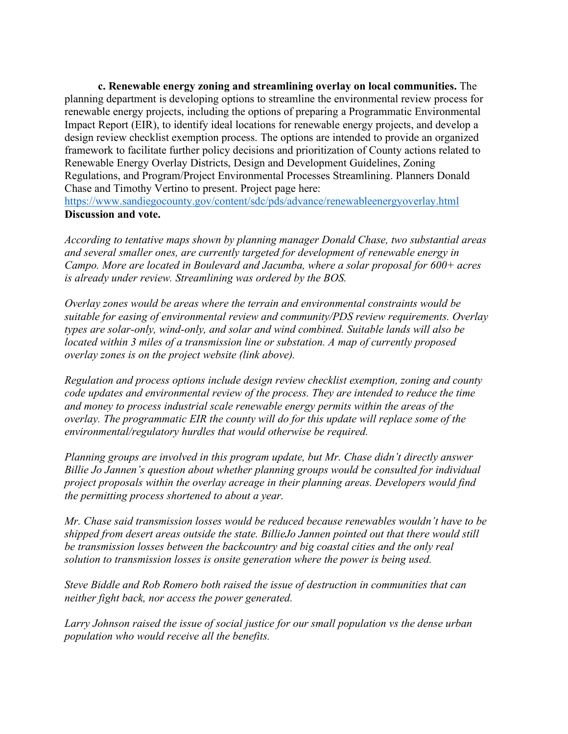**c. Renewable energy zoning and streamlining overlay on local communities.** The planning department is developing options to streamline the environmental review process for renewable energy projects, including the options of preparing a Programmatic Environmental Impact Report (EIR), to identify ideal locations for renewable energy projects, and develop a design review checklist exemption process. The options are intended to provide an organized framework to facilitate further policy decisions and prioritization of County actions related to Renewable Energy Overlay Districts, Design and Development Guidelines, Zoning Regulations, and Program/Project Environmental Processes Streamlining. Planners Donald Chase and Timothy Vertino to present. Project page here: https://www.sandiegocounty.gov/content/sdc/pds/advance/renewableenergyoverlay.html
**Discussion and vote.**

*According to tentative maps shown by planning manager Donald Chase, two substantial areas and several smaller ones, are currently targeted for development of renewable energy in Campo. More are located in Boulevard and Jacumba, where a solar proposal for 600+ acres is already under review. Streamlining was ordered by the BOS.*

*Overlay zones would be areas where the terrain and environmental constraints would be suitable for easing of environmental review and community/PDS review requirements. Overlay types are solar-only, wind-only, and solar and wind combined. Suitable lands will also be located within 3 miles of a transmission line or substation. A map of currently proposed overlay zones is on the project website (link above).*

*Regulation and process options include design review checklist exemption, zoning and county code updates and environmental review of the process. They are intended to reduce the time and money to process industrial scale renewable energy permits within the areas of the overlay. The programmatic EIR the county will do for this update will replace some of the environmental/regulatory hurdles that would otherwise be required.*

*Planning groups are involved in this program update, but Mr. Chase didn't directly answer Billie Jo Jannen's question about whether planning groups would be consulted for individual project proposals within the overlay acreage in their planning areas. Developers would find the permitting process shortened to about a year.*

*Mr. Chase said transmission losses would be reduced because renewables wouldn't have to be shipped from desert areas outside the state. BillieJo Jannen pointed out that there would still be transmission losses between the backcountry and big coastal cities and the only real solution to transmission losses is onsite generation where the power is being used.*

*Steve Biddle and Rob Romero both raised the issue of destruction in communities that can neither fight back, nor access the power generated.*

*Larry Johnson raised the issue of social justice for our small population vs the dense urban population who would receive all the benefits.*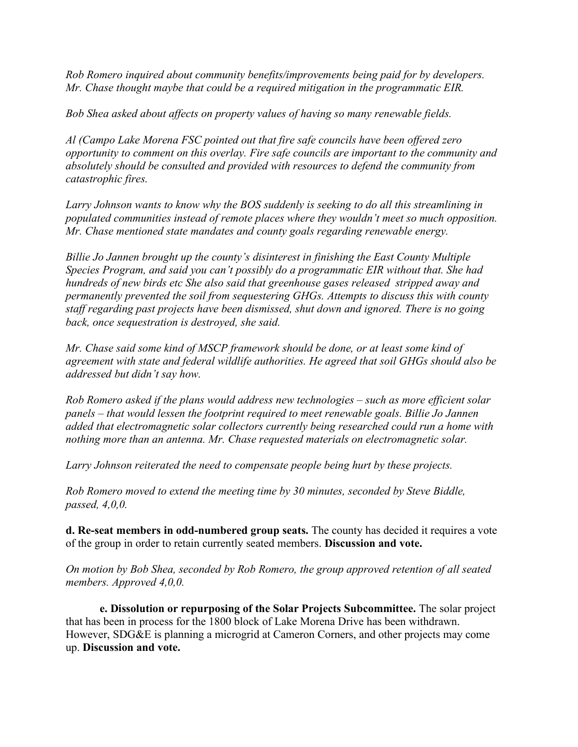*Rob Romero inquired about community benefits/improvements being paid for by developers. Mr. Chase thought maybe that could be a required mitigation in the programmatic EIR.*

*Bob Shea asked about affects on property values of having so many renewable fields.*

*Al (Campo Lake Morena FSC pointed out that fire safe councils have been offered zero opportunity to comment on this overlay. Fire safe councils are important to the community and absolutely should be consulted and provided with resources to defend the community from catastrophic fires.*

*Larry Johnson wants to know why the BOS suddenly is seeking to do all this streamlining in populated communities instead of remote places where they wouldn't meet so much opposition. Mr. Chase mentioned state mandates and county goals regarding renewable energy.*

*Billie Jo Jannen brought up the county's disinterest in finishing the East County Multiple Species Program, and said you can't possibly do a programmatic EIR without that. She had hundreds of new birds etc She also said that greenhouse gases released stripped away and permanently prevented the soil from sequestering GHGs. Attempts to discuss this with county staff regarding past projects have been dismissed, shut down and ignored. There is no going back, once sequestration is destroyed, she said.*

*Mr. Chase said some kind of MSCP framework should be done, or at least some kind of agreement with state and federal wildlife authorities. He agreed that soil GHGs should also be addressed but didn't say how.*

*Rob Romero asked if the plans would address new technologies – such as more efficient solar panels – that would lessen the footprint required to meet renewable goals. Billie Jo Jannen added that electromagnetic solar collectors currently being researched could run a home with nothing more than an antenna. Mr. Chase requested materials on electromagnetic solar.*

*Larry Johnson reiterated the need to compensate people being hurt by these projects.*

*Rob Romero moved to extend the meeting time by 30 minutes, seconded by Steve Biddle, passed, 4,0,0.*

**d. Re-seat members in odd-numbered group seats.** The county has decided it requires a vote of the group in order to retain currently seated members. **Discussion and vote.**

*On motion by Bob Shea, seconded by Rob Romero, the group approved retention of all seated members. Approved 4,0,0.*

**e. Dissolution or repurposing of the Solar Projects Subcommittee.** The solar project that has been in process for the 1800 block of Lake Morena Drive has been withdrawn. However, SDG&E is planning a microgrid at Cameron Corners, and other projects may come up. **Discussion and vote.**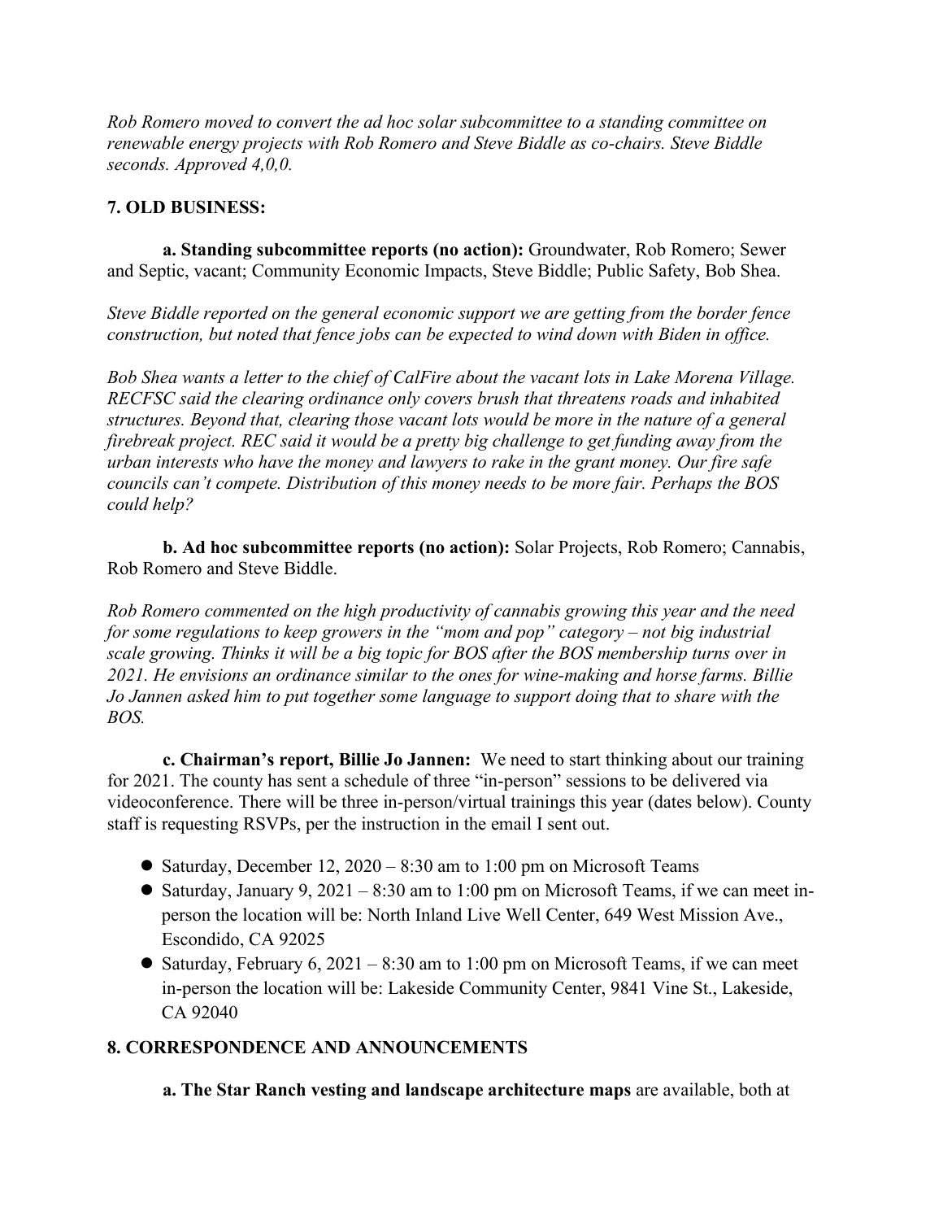*Rob Romero moved to convert the ad hoc solar subcommittee to a standing committee on renewable energy projects with Rob Romero and Steve Biddle as co-chairs. Steve Biddle seconds. Approved 4,0,0.*

## 7. OLD BUSINESS:

**a. Standing subcommittee reports (no action):** Groundwater, Rob Romero; Sewer and Septic, vacant; Community Economic Impacts, Steve Biddle; Public Safety, Bob Shea.

*Steve Biddle reported on the general economic support we are getting from the border fence construction, but noted that fence jobs can be expected to wind down with Biden in office.*

*Bob Shea wants a letter to the chief of CalFire about the vacant lots in Lake Morena Village. RECFSC said the clearing ordinance only covers brush that threatens roads and inhabited structures. Beyond that, clearing those vacant lots would be more in the nature of a general firebreak project. REC said it would be a pretty big challenge to get funding away from the urban interests who have the money and lawyers to rake in the grant money. Our fire safe councils can't compete. Distribution of this money needs to be more fair. Perhaps the BOS could help?*

**b. Ad hoc subcommittee reports (no action):** Solar Projects, Rob Romero; Cannabis, Rob Romero and Steve Biddle.

*Rob Romero commented on the high productivity of cannabis growing this year and the need for some regulations to keep growers in the "mom and pop" category – not big industrial scale growing. Thinks it will be a big topic for BOS after the BOS membership turns over in 2021. He envisions an ordinance similar to the ones for wine-making and horse farms. Billie Jo Jannen asked him to put together some language to support doing that to share with the BOS.*

**c. Chairman's report, Billie Jo Jannen:** We need to start thinking about our training for 2021. The county has sent a schedule of three "in-person" sessions to be delivered via videoconference. There will be three in-person/virtual trainings this year (dates below). County staff is requesting RSVPs, per the instruction in the email I sent out.

- Saturday, December 12, 2020 – 8:30 am to 1:00 pm on Microsoft Teams
- Saturday, January 9, 2021 – 8:30 am to 1:00 pm on Microsoft Teams, if we can meet in-person the location will be: North Inland Live Well Center, 649 West Mission Ave., Escondido, CA 92025
- Saturday, February 6, 2021 – 8:30 am to 1:00 pm on Microsoft Teams, if we can meet in-person the location will be: Lakeside Community Center, 9841 Vine St., Lakeside, CA 92040

## 8. CORRESPONDENCE AND ANNOUNCEMENTS

**a. The Star Ranch vesting and landscape architecture maps** are available, both at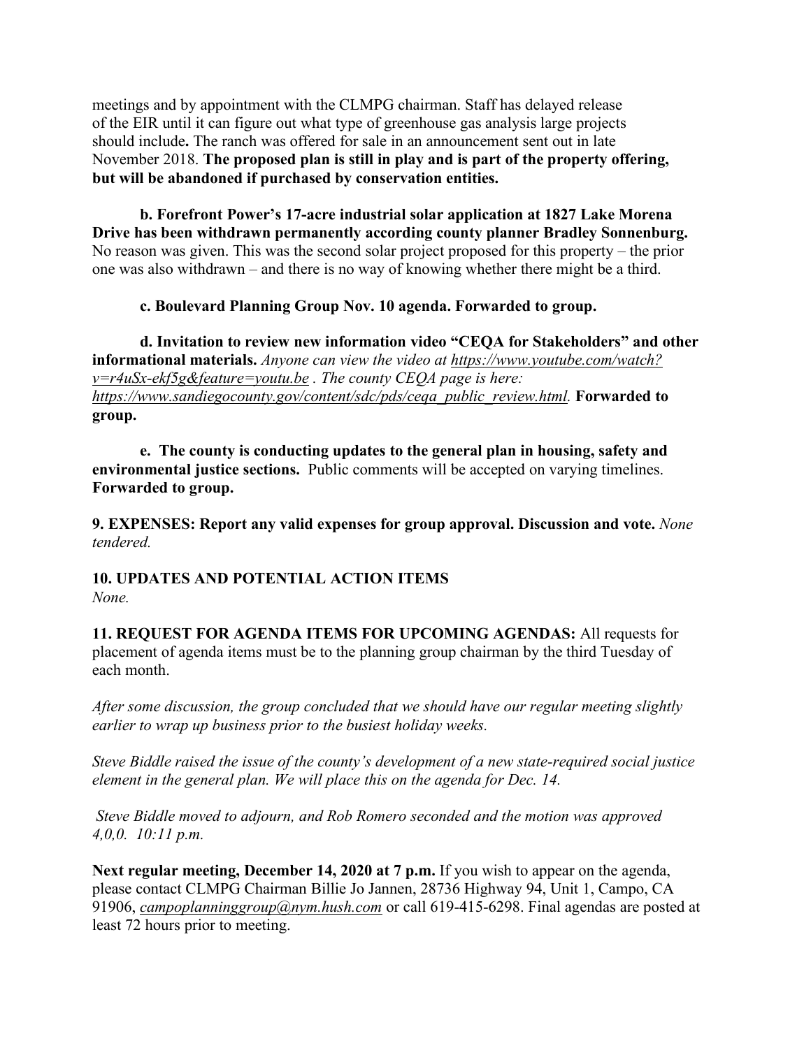meetings and by appointment with the CLMPG chairman. Staff has delayed release of the EIR until it can figure out what type of greenhouse gas analysis large projects should include**.** The ranch was offered for sale in an announcement sent out in late November 2018. **The proposed plan is still in play and is part of the property offering, but will be abandoned if purchased by conservation entities.**

**b. Forefront Power's 17-acre industrial solar application at 1827 Lake Morena Drive has been withdrawn permanently according county planner Bradley Sonnenburg.** No reason was given. This was the second solar project proposed for this property – the prior one was also withdrawn – and there is no way of knowing whether there might be a third.

**c. Boulevard Planning Group Nov. 10 agenda. Forwarded to group.**

**d. Invitation to review new information video "CEQA for Stakeholders" and other informational materials.** *Anyone can view the video at https://www.youtube.com/watch?v=r4uSx-ekf5g&feature=youtu.be . The county CEQA page is here: https://www.sandiegocounty.gov/content/sdc/pds/ceqa_public_review.html.* **Forwarded to group.**

**e. The county is conducting updates to the general plan in housing, safety and environmental justice sections.** Public comments will be accepted on varying timelines. **Forwarded to group.**

**9. EXPENSES: Report any valid expenses for group approval. Discussion and vote.** *None tendered.*

**10. UPDATES AND POTENTIAL ACTION ITEMS**
*None.*

**11. REQUEST FOR AGENDA ITEMS FOR UPCOMING AGENDAS:** All requests for placement of agenda items must be to the planning group chairman by the third Tuesday of each month.

*After some discussion, the group concluded that we should have our regular meeting slightly earlier to wrap up business prior to the busiest holiday weeks.*

*Steve Biddle raised the issue of the county's development of a new state-required social justice element in the general plan. We will place this on the agenda for Dec. 14.*

*Steve Biddle moved to adjourn, and Rob Romero seconded and the motion was approved 4,0,0. 10:11 p.m.*

**Next regular meeting, December 14, 2020 at 7 p.m.** If you wish to appear on the agenda, please contact CLMPG Chairman Billie Jo Jannen, 28736 Highway 94, Unit 1, Campo, CA 91906, *campoplanninggroup@nym.hush.com* or call 619-415-6298. Final agendas are posted at least 72 hours prior to meeting.